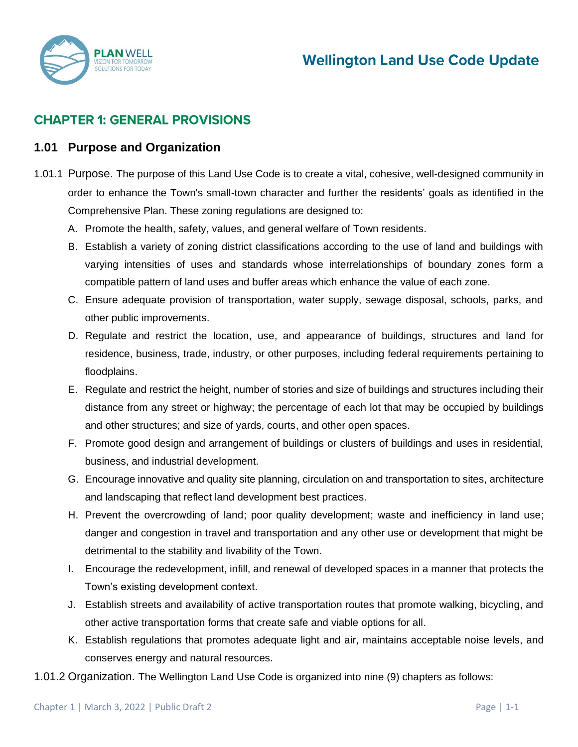# CHAPTER 1: GENERAL PROVISIONS

## 1.01 Purpose and Organization

1.01.1 Purpose. The purpose of this Land Use Code is to create a vital, cohesive, well-designed community in order to enhance the Town's small-town character and further the residents' goals as identified in the Comprehensive Plan. These zoning regulations are designed to:

A. Promote the health, safety, values, and general welfare of Town residents.

B. Establish a variety of zoning district classifications according to the use of land and buildings with varying intensities of uses and standards whose interrelationships of boundary zones form a compatible pattern of land uses and buffer areas which enhance the value of each zone.

C. Ensure adequate provision of transportation, water supply, sewage disposal, schools, parks, and other public improvements.

D. Regulate and restrict the location, use, and appearance of buildings, structures and land for residence, business, trade, industry, or other purposes, including federal requirements pertaining to floodplains.

E. Regulate and restrict the height, number of stories and size of buildings and structures including their distance from any street or highway; the percentage of each lot that may be occupied by buildings and other structures; and size of yards, courts, and other open spaces.

F. Promote good design and arrangement of buildings or clusters of buildings and uses in residential, business, and industrial development.

G. Encourage innovative and quality site planning, circulation on and transportation to sites, architecture and landscaping that reflect land development best practices.

H. Prevent the overcrowding of land; poor quality development; waste and inefficiency in land use; danger and congestion in travel and transportation and any other use or development that might be detrimental to the stability and livability of the Town.

I. Encourage the redevelopment, infill, and renewal of developed spaces in a manner that protects the Town's existing development context.

J. Establish streets and availability of active transportation routes that promote walking, bicycling, and other active transportation forms that create safe and viable options for all.

K. Establish regulations that promotes adequate light and air, maintains acceptable noise levels, and conserves energy and natural resources.

1.01.2 Organization. The Wellington Land Use Code is organized into nine (9) chapters as follows: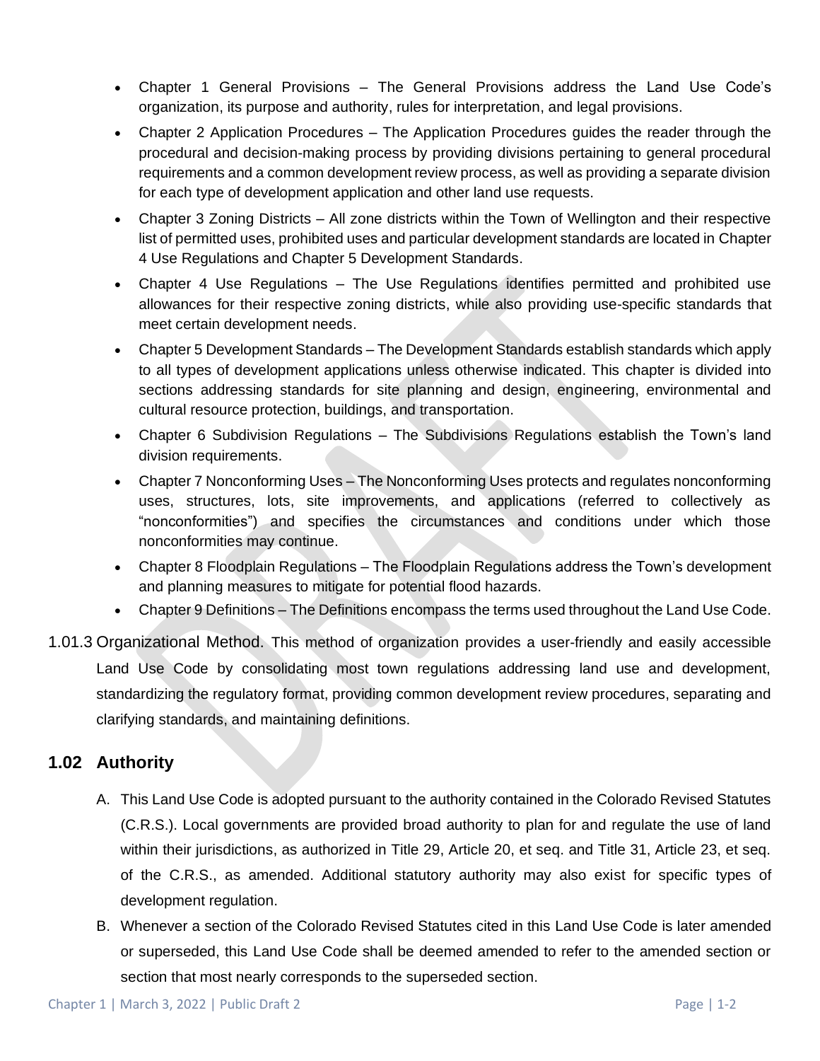- Chapter 1 General Provisions – The General Provisions address the Land Use Code's organization, its purpose and authority, rules for interpretation, and legal provisions.
- Chapter 2 Application Procedures – The Application Procedures guides the reader through the procedural and decision-making process by providing divisions pertaining to general procedural requirements and a common development review process, as well as providing a separate division for each type of development application and other land use requests.
- Chapter 3 Zoning Districts – All zone districts within the Town of Wellington and their respective list of permitted uses, prohibited uses and particular development standards are located in Chapter 4 Use Regulations and Chapter 5 Development Standards.
- Chapter 4 Use Regulations – The Use Regulations identifies permitted and prohibited use allowances for their respective zoning districts, while also providing use-specific standards that meet certain development needs.
- Chapter 5 Development Standards – The Development Standards establish standards which apply to all types of development applications unless otherwise indicated. This chapter is divided into sections addressing standards for site planning and design, engineering, environmental and cultural resource protection, buildings, and transportation.
- Chapter 6 Subdivision Regulations – The Subdivisions Regulations establish the Town's land division requirements.
- Chapter 7 Nonconforming Uses – The Nonconforming Uses protects and regulates nonconforming uses, structures, lots, site improvements, and applications (referred to collectively as "nonconformities") and specifies the circumstances and conditions under which those nonconformities may continue.
- Chapter 8 Floodplain Regulations – The Floodplain Regulations address the Town's development and planning measures to mitigate for potential flood hazards.
- Chapter 9 Definitions – The Definitions encompass the terms used throughout the Land Use Code.

1.01.3 Organizational Method. This method of organization provides a user-friendly and easily accessible Land Use Code by consolidating most town regulations addressing land use and development, standardizing the regulatory format, providing common development review procedures, separating and clarifying standards, and maintaining definitions.

## 1.02 Authority

A. This Land Use Code is adopted pursuant to the authority contained in the Colorado Revised Statutes (C.R.S.). Local governments are provided broad authority to plan for and regulate the use of land within their jurisdictions, as authorized in Title 29, Article 20, et seq. and Title 31, Article 23, et seq. of the C.R.S., as amended. Additional statutory authority may also exist for specific types of development regulation.

B. Whenever a section of the Colorado Revised Statutes cited in this Land Use Code is later amended or superseded, this Land Use Code shall be deemed amended to refer to the amended section or section that most nearly corresponds to the superseded section.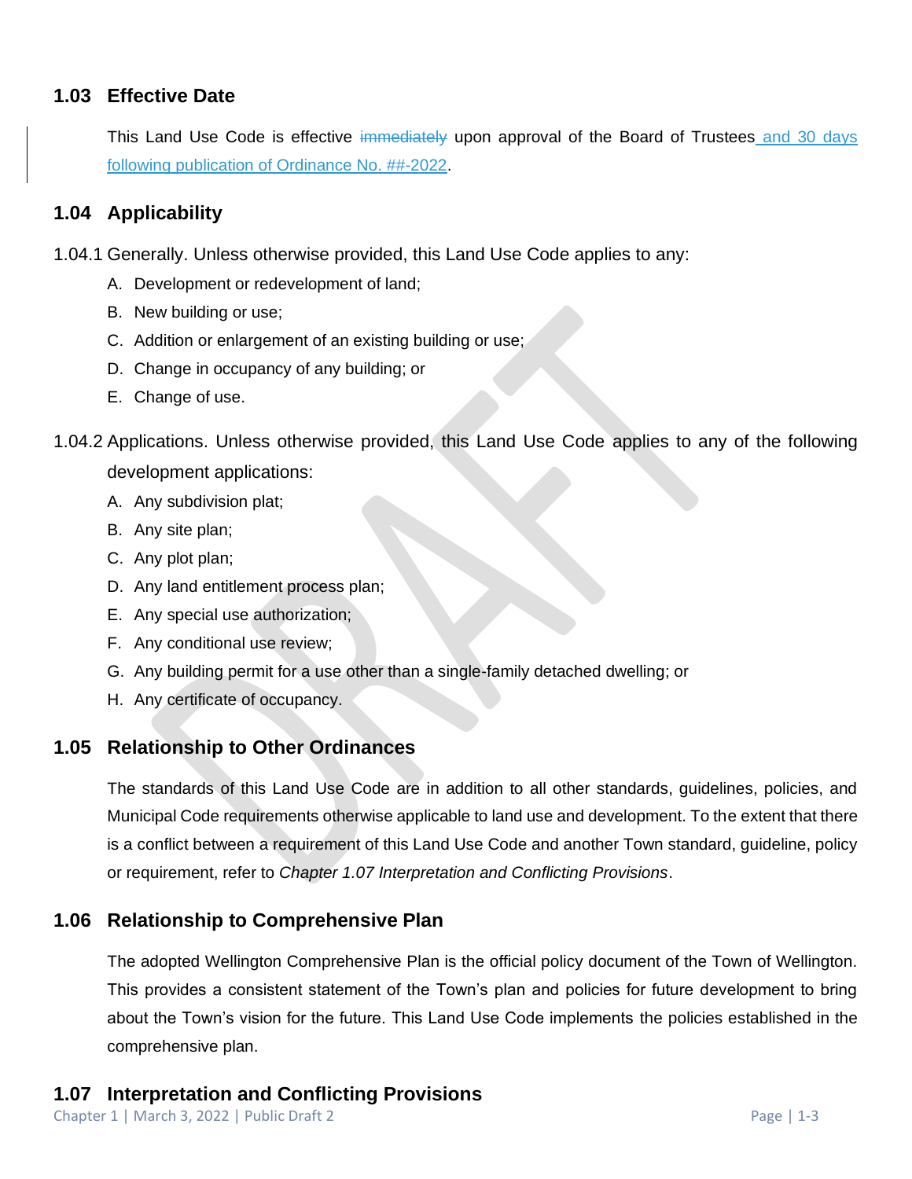## 1.03 Effective Date

This Land Use Code is effective ~~immediately~~ upon approval of the Board of Trustees and 30 days following publication of Ordinance No. ##-2022.

## 1.04 Applicability

1.04.1 Generally. Unless otherwise provided, this Land Use Code applies to any:

A. Development or redevelopment of land;
B. New building or use;
C. Addition or enlargement of an existing building or use;
D. Change in occupancy of any building; or
E. Change of use.

1.04.2 Applications. Unless otherwise provided, this Land Use Code applies to any of the following development applications:

A. Any subdivision plat;
B. Any site plan;
C. Any plot plan;
D. Any land entitlement process plan;
E. Any special use authorization;
F. Any conditional use review;
G. Any building permit for a use other than a single-family detached dwelling; or
H. Any certificate of occupancy.

## 1.05 Relationship to Other Ordinances

The standards of this Land Use Code are in addition to all other standards, guidelines, policies, and Municipal Code requirements otherwise applicable to land use and development. To the extent that there is a conflict between a requirement of this Land Use Code and another Town standard, guideline, policy or requirement, refer to *Chapter 1.07 Interpretation and Conflicting Provisions*.

## 1.06 Relationship to Comprehensive Plan

The adopted Wellington Comprehensive Plan is the official policy document of the Town of Wellington. This provides a consistent statement of the Town's plan and policies for future development to bring about the Town's vision for the future. This Land Use Code implements the policies established in the comprehensive plan.

## 1.07 Interpretation and Conflicting Provisions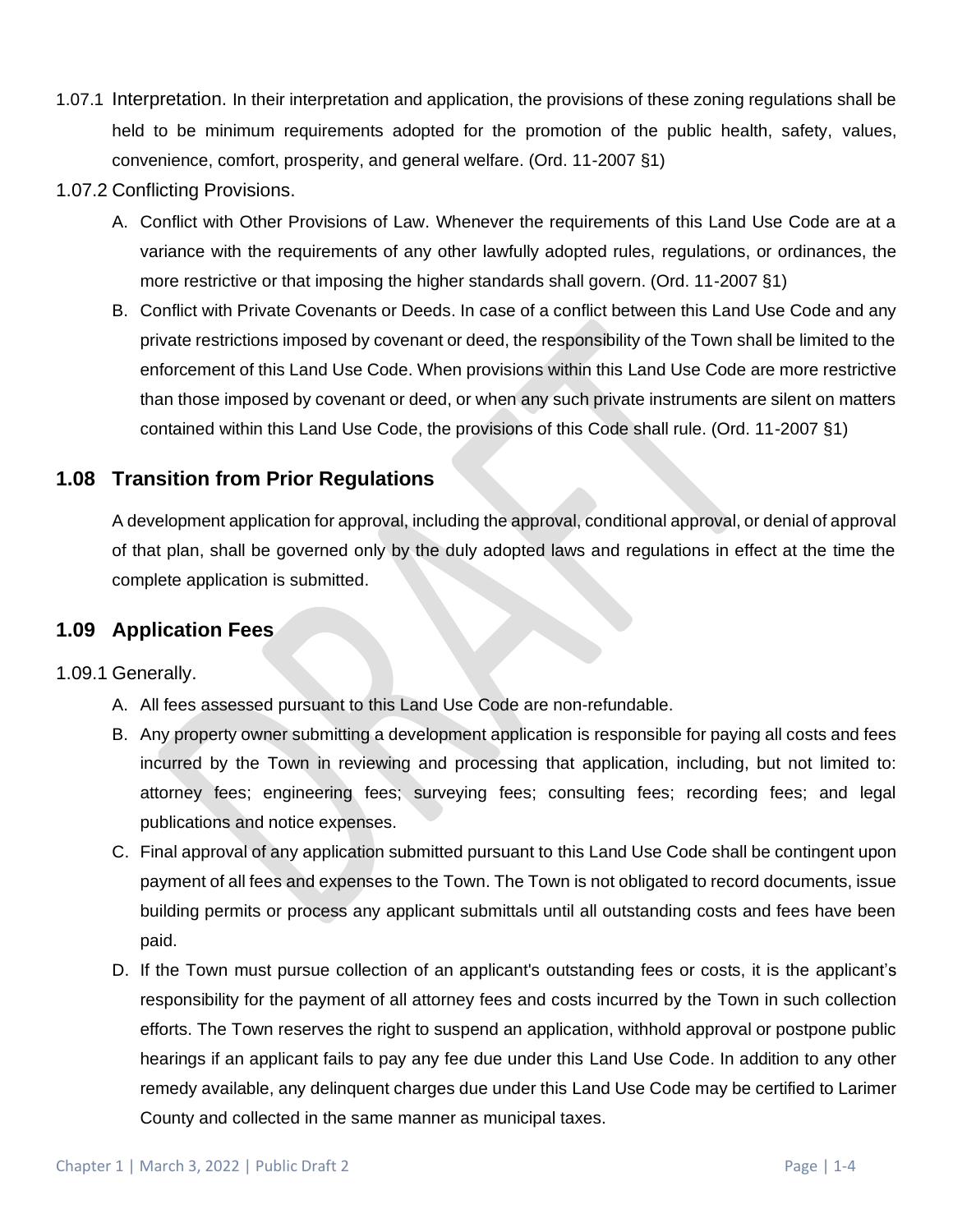1.07.1 Interpretation. In their interpretation and application, the provisions of these zoning regulations shall be held to be minimum requirements adopted for the promotion of the public health, safety, values, convenience, comfort, prosperity, and general welfare. (Ord. 11-2007 §1)

1.07.2 Conflicting Provisions.

A. Conflict with Other Provisions of Law. Whenever the requirements of this Land Use Code are at a variance with the requirements of any other lawfully adopted rules, regulations, or ordinances, the more restrictive or that imposing the higher standards shall govern. (Ord. 11-2007 §1)

B. Conflict with Private Covenants or Deeds. In case of a conflict between this Land Use Code and any private restrictions imposed by covenant or deed, the responsibility of the Town shall be limited to the enforcement of this Land Use Code. When provisions within this Land Use Code are more restrictive than those imposed by covenant or deed, or when any such private instruments are silent on matters contained within this Land Use Code, the provisions of this Code shall rule. (Ord. 11-2007 §1)

## 1.08 Transition from Prior Regulations

A development application for approval, including the approval, conditional approval, or denial of approval of that plan, shall be governed only by the duly adopted laws and regulations in effect at the time the complete application is submitted.

## 1.09 Application Fees

1.09.1 Generally.

A. All fees assessed pursuant to this Land Use Code are non-refundable.

B. Any property owner submitting a development application is responsible for paying all costs and fees incurred by the Town in reviewing and processing that application, including, but not limited to: attorney fees; engineering fees; surveying fees; consulting fees; recording fees; and legal publications and notice expenses.

C. Final approval of any application submitted pursuant to this Land Use Code shall be contingent upon payment of all fees and expenses to the Town. The Town is not obligated to record documents, issue building permits or process any applicant submittals until all outstanding costs and fees have been paid.

D. If the Town must pursue collection of an applicant's outstanding fees or costs, it is the applicant's responsibility for the payment of all attorney fees and costs incurred by the Town in such collection efforts. The Town reserves the right to suspend an application, withhold approval or postpone public hearings if an applicant fails to pay any fee due under this Land Use Code. In addition to any other remedy available, any delinquent charges due under this Land Use Code may be certified to Larimer County and collected in the same manner as municipal taxes.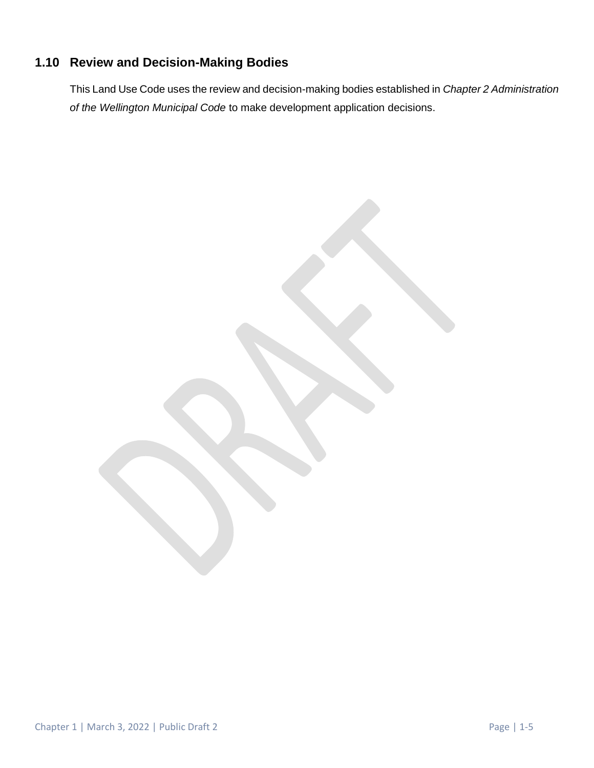## 1.10 Review and Decision-Making Bodies

This Land Use Code uses the review and decision-making bodies established in *Chapter 2 Administration of the Wellington Municipal Code* to make development application decisions.